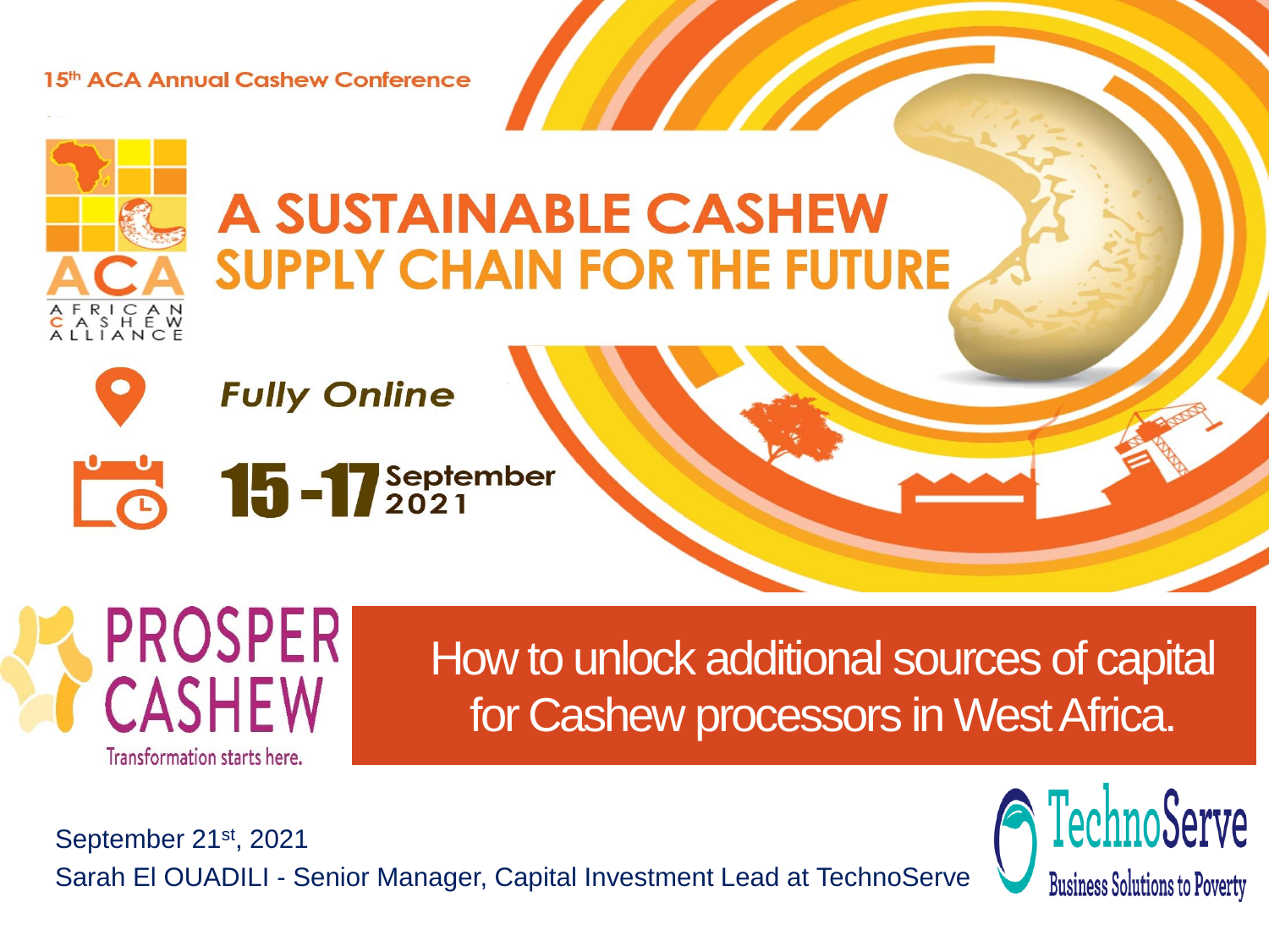15th ACA Annual Cashew Conference

ACA
AFRICAN CASHEW ALLIANCE

# A SUSTAINABLE CASHEW SUPPLY CHAIN FOR THE FUTURE

*Fully Online*

**15 - 17 September 2021**

PROSPER CASHEW
Transformation starts here.

## How to unlock additional sources of capital for Cashew processors in West Africa.

September 21st, 2021

Sarah El OUADILI - Senior Manager, Capital Investment Lead at TechnoServe

TechnoServe
Business Solutions to Poverty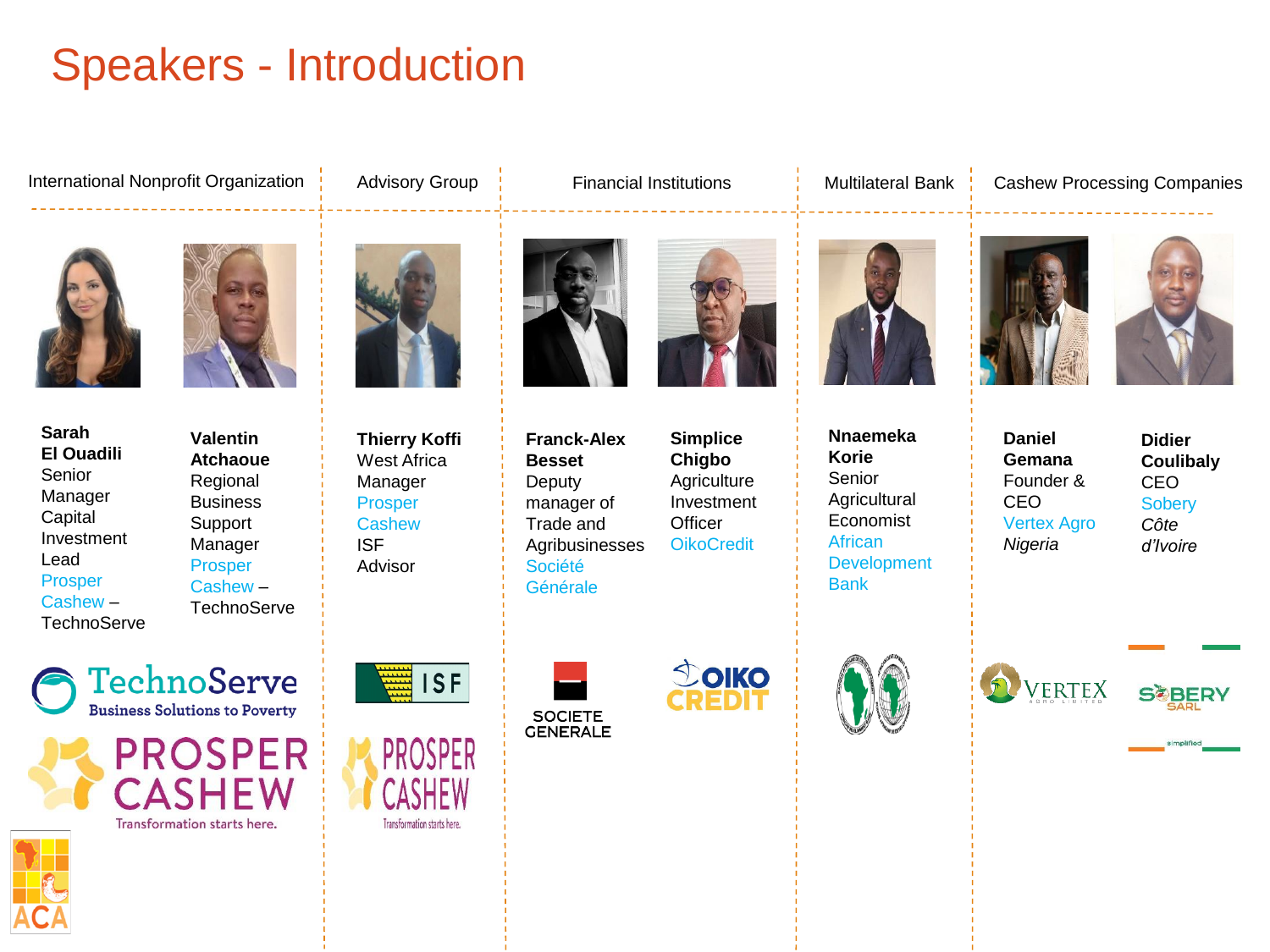# Speakers - Introduction

| International Nonprofit Organization | | Advisory Group | Financial Institutions | | Multilateral Bank | Cashew Processing Companies | |
|---|---|---|---|---|---|---|---|
| **Sarah El Ouadili** Senior Manager Capital Investment Lead Prosper Cashew – TechnoServe | **Valentin Atchaoue** Regional Business Support Manager Prosper Cashew – TechnoServe | **Thierry Koffi** West Africa Manager Prosper Cashew ISF Advisor | **Franck-Alex Besset** Deputy manager of Trade and Agribusinesses Société Générale | **Simplice Chigbo** Agriculture Investment Officer OikoCredit | **Nnaemeka Korie** Senior Agricultural Economist African Development Bank | **Daniel Gemana** Founder & CEO Vertex Agro *Nigeria* | **Didier Coulibaly** CEO Sobery *Côte d'Ivoire* |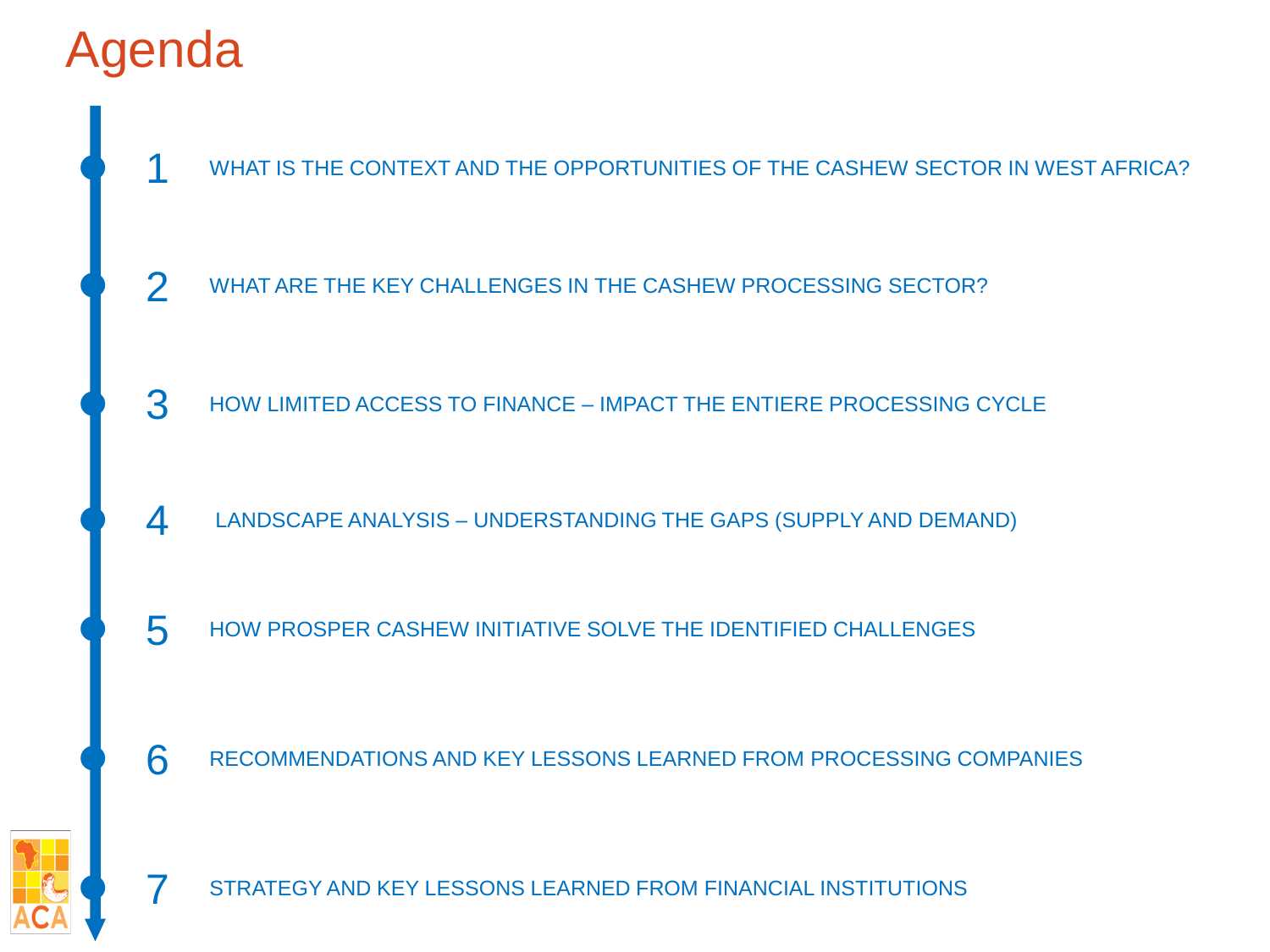# Agenda

1. WHAT IS THE CONTEXT AND THE OPPORTUNITIES OF THE CASHEW SECTOR IN WEST AFRICA?
2. WHAT ARE THE KEY CHALLENGES IN THE CASHEW PROCESSING SECTOR?
3. HOW LIMITED ACCESS TO FINANCE – IMPACT THE ENTIERE PROCESSING CYCLE
4. LANDSCAPE ANALYSIS – UNDERSTANDING THE GAPS (SUPPLY AND DEMAND)
5. HOW PROSPER CASHEW INITIATIVE SOLVE THE IDENTIFIED CHALLENGES
6. RECOMMENDATIONS AND KEY LESSONS LEARNED FROM PROCESSING COMPANIES
7. STRATEGY AND KEY LESSONS LEARNED FROM FINANCIAL INSTITUTIONS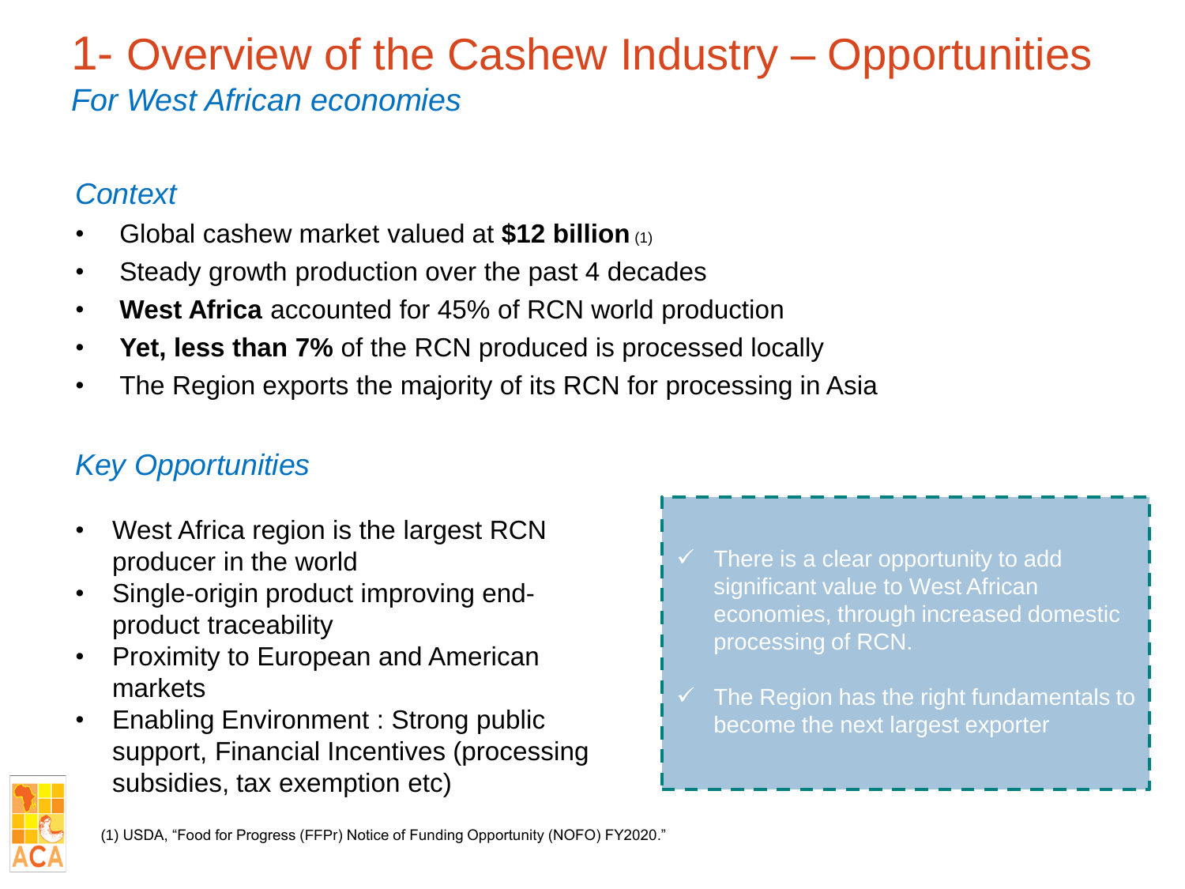# 1- Overview of the Cashew Industry – Opportunities

*For West African economies*

## *Context*

- Global cashew market valued at **$12 billion** (1)
- Steady growth production over the past 4 decades
- **West Africa** accounted for 45% of RCN world production
- **Yet, less than 7%** of the RCN produced is processed locally
- The Region exports the majority of its RCN for processing in Asia

## *Key Opportunities*

- West Africa region is the largest RCN producer in the world
- Single-origin product improving end-product traceability
- Proximity to European and American markets
- Enabling Environment : Strong public support, Financial Incentives (processing subsidies, tax exemption etc)

✓ There is a clear opportunity to add significant value to West African economies, through increased domestic processing of RCN.

✓ The Region has the right fundamentals to become the next largest exporter

(1) USDA, "Food for Progress (FFPr) Notice of Funding Opportunity (NOFO) FY2020."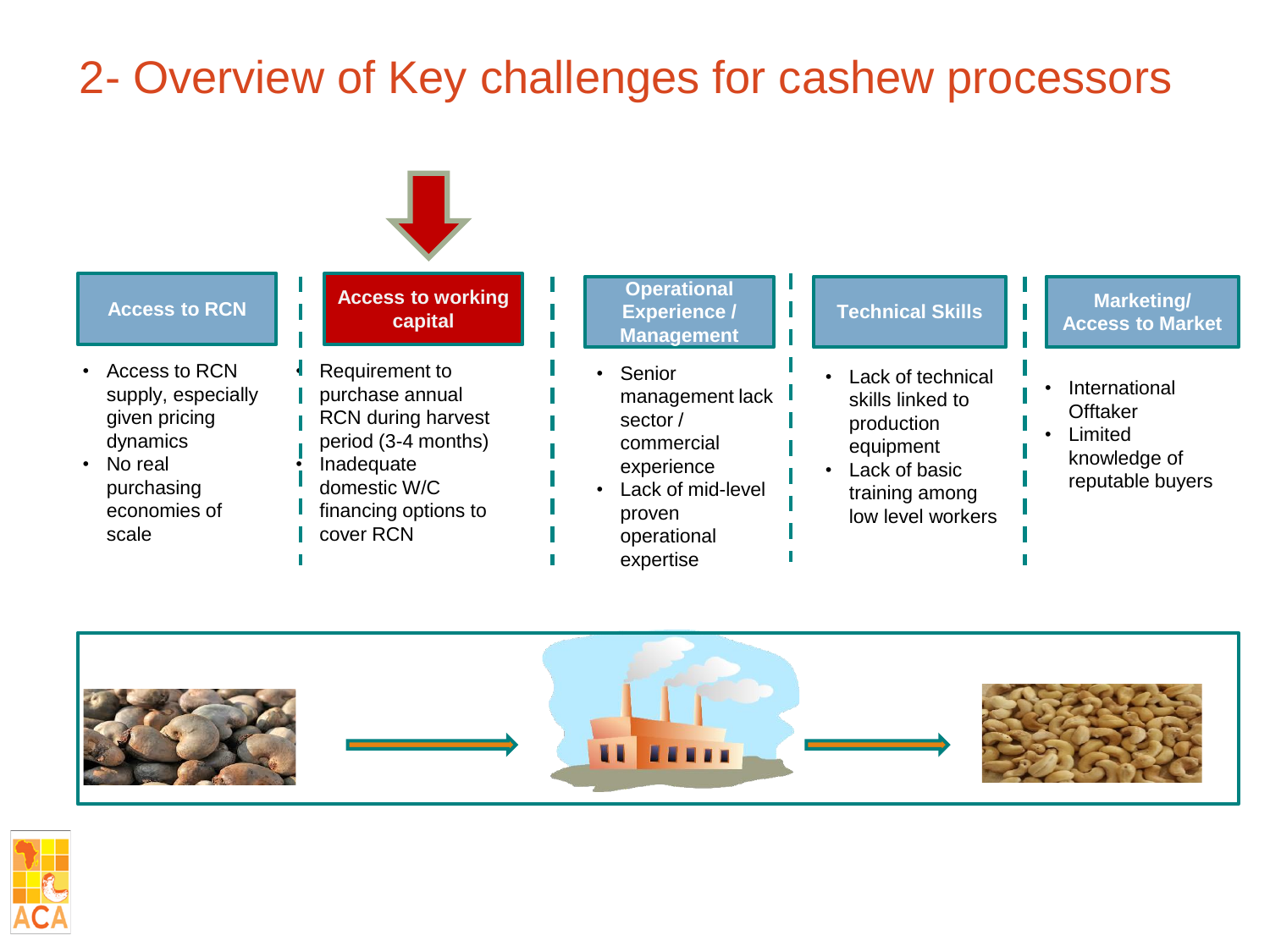# 2- Overview of Key challenges for cashew processors

### Access to RCN

- Access to RCN supply, especially given pricing dynamics
- No real purchasing economies of scale

### Access to working capital

- Requirement to purchase annual RCN during harvest period (3-4 months)
- Inadequate domestic W/C financing options to cover RCN

### Operational Experience / Management

- Senior management lack sector / commercial experience
- Lack of mid-level proven operational expertise

### Technical Skills

- Lack of technical skills linked to production equipment
- Lack of basic training among low level workers

### Marketing/ Access to Market

- International Offtaker
- Limited knowledge of reputable buyers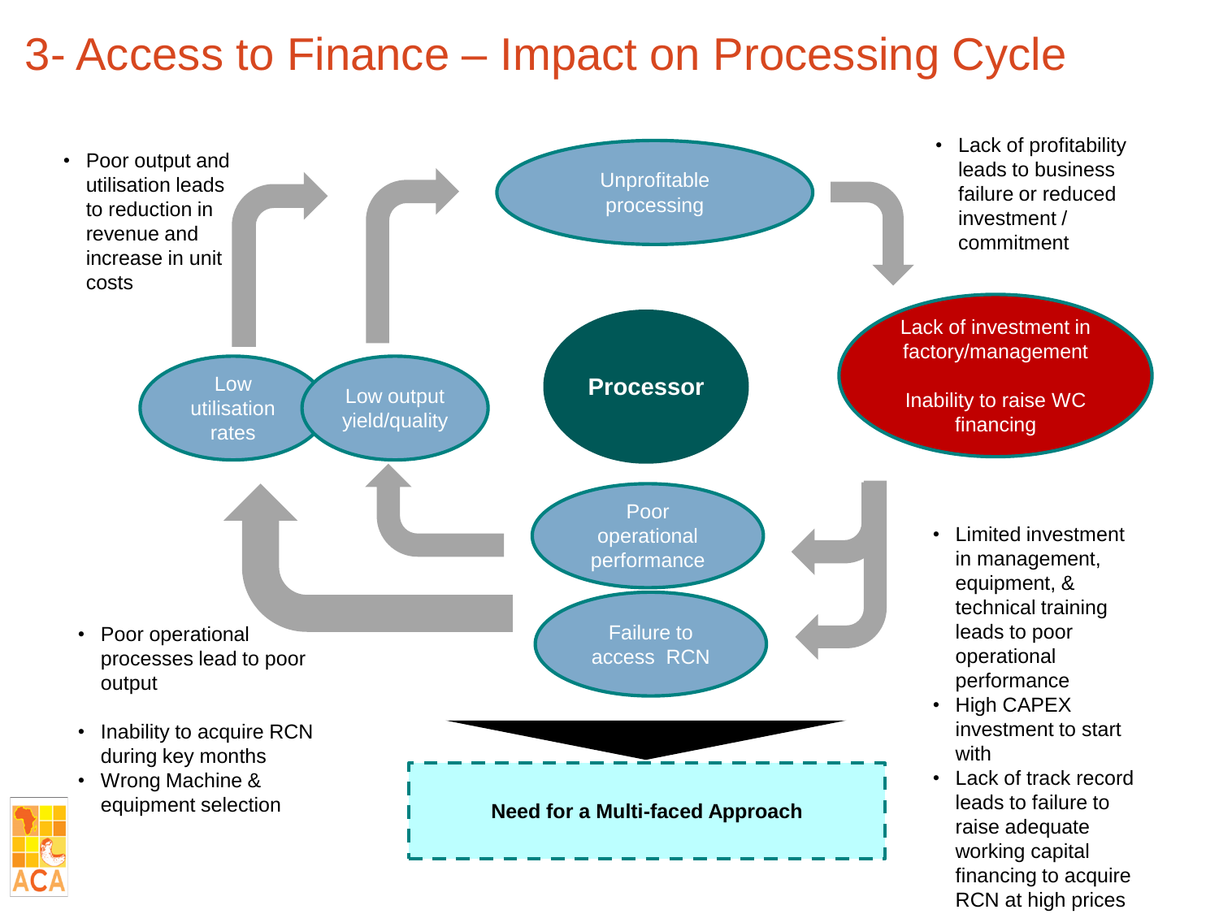# 3- Access to Finance – Impact on Processing Cycle

- Poor output and utilisation leads to reduction in revenue and increase in unit costs

Unprofitable processing

- Lack of profitability leads to business failure or reduced investment / commitment

Lack of investment in factory/management

Inability to raise WC financing

Processor

Low utilisation rates

Low output yield/quality

Poor operational performance

Failure to access RCN

- Limited investment in management, equipment, & technical training leads to poor operational performance
- High CAPEX investment to start with
- Lack of track record leads to failure to raise adequate working capital financing to acquire RCN at high prices

- Poor operational processes lead to poor output

- Inability to acquire RCN during key months
- Wrong Machine & equipment selection

**Need for a Multi-faced Approach**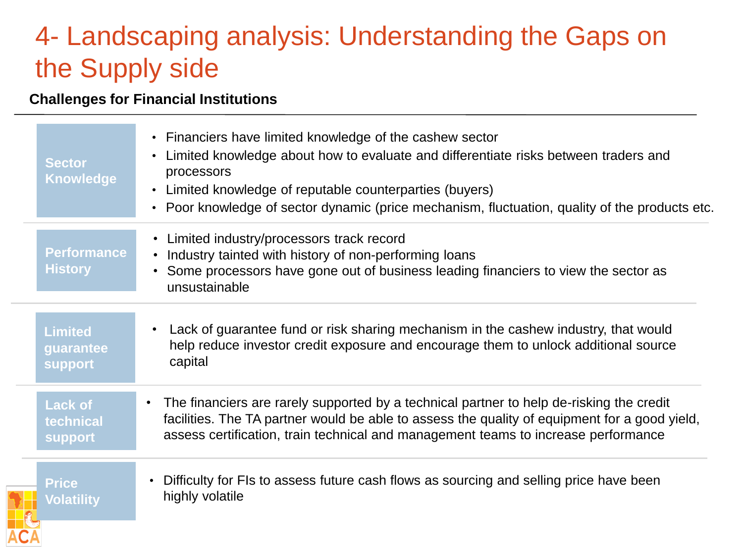# 4- Landscaping analysis: Understanding the Gaps on the Supply side

**Challenges for Financial Institutions**

| | |
|---|---|
| **Sector Knowledge** | • Financiers have limited knowledge of the cashew sector<br>• Limited knowledge about how to evaluate and differentiate risks between traders and processors<br>• Limited knowledge of reputable counterparties (buyers)<br>• Poor knowledge of sector dynamic (price mechanism, fluctuation, quality of the products etc. |
| **Performance History** | • Limited industry/processors track record<br>• Industry tainted with history of non-performing loans<br>• Some processors have gone out of business leading financiers to view the sector as unsustainable |
| **Limited guarantee support** | • Lack of guarantee fund or risk sharing mechanism in the cashew industry, that would help reduce investor credit exposure and encourage them to unlock additional source capital |
| **Lack of technical support** | • The financiers are rarely supported by a technical partner to help de-risking the credit facilities. The TA partner would be able to assess the quality of equipment for a good yield, assess certification, train technical and management teams to increase performance |
| **Price Volatility** | • Difficulty for FIs to assess future cash flows as sourcing and selling price have been highly volatile |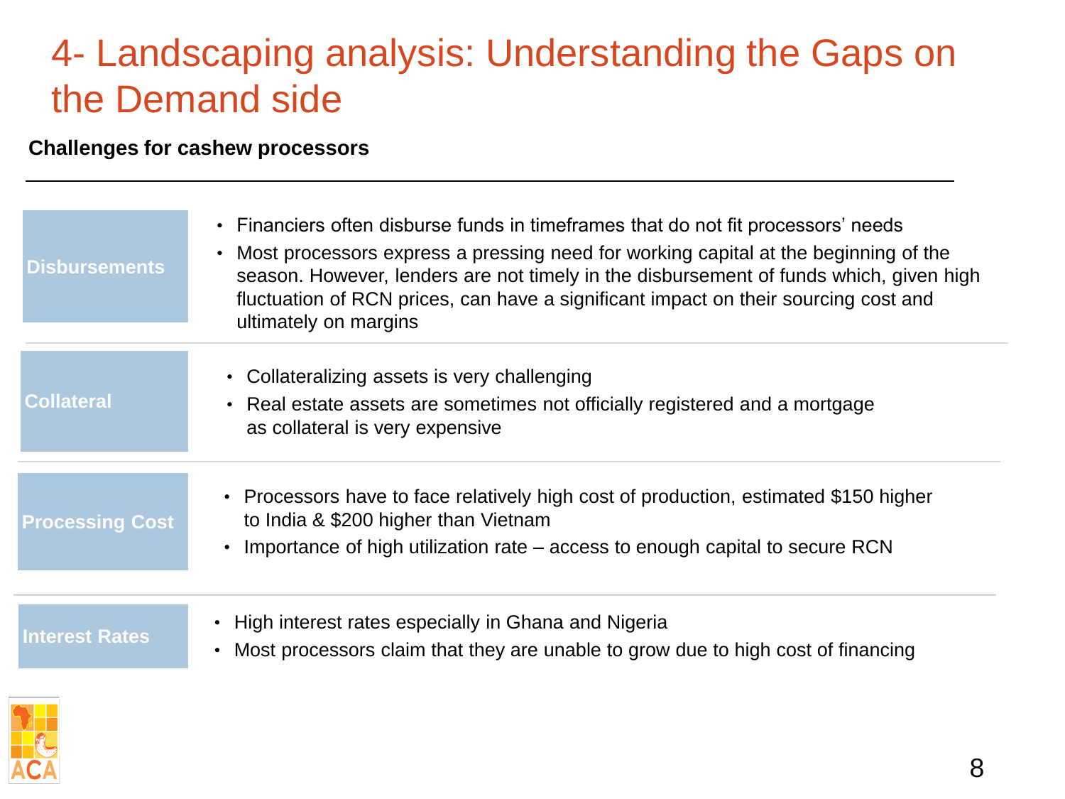# 4- Landscaping analysis: Understanding the Gaps on the Demand side

**Challenges for cashew processors**

| | |
|---|---|
| **Disbursements** | • Financiers often disburse funds in timeframes that do not fit processors' needs<br>• Most processors express a pressing need for working capital at the beginning of the season. However, lenders are not timely in the disbursement of funds which, given high fluctuation of RCN prices, can have a significant impact on their sourcing cost and ultimately on margins |
| **Collateral** | • Collateralizing assets is very challenging<br>• Real estate assets are sometimes not officially registered and a mortgage as collateral is very expensive |
| **Processing Cost** | • Processors have to face relatively high cost of production, estimated $150 higher to India & $200 higher than Vietnam<br>• Importance of high utilization rate – access to enough capital to secure RCN |
| **Interest Rates** | • High interest rates especially in Ghana and Nigeria<br>• Most processors claim that they are unable to grow due to high cost of financing |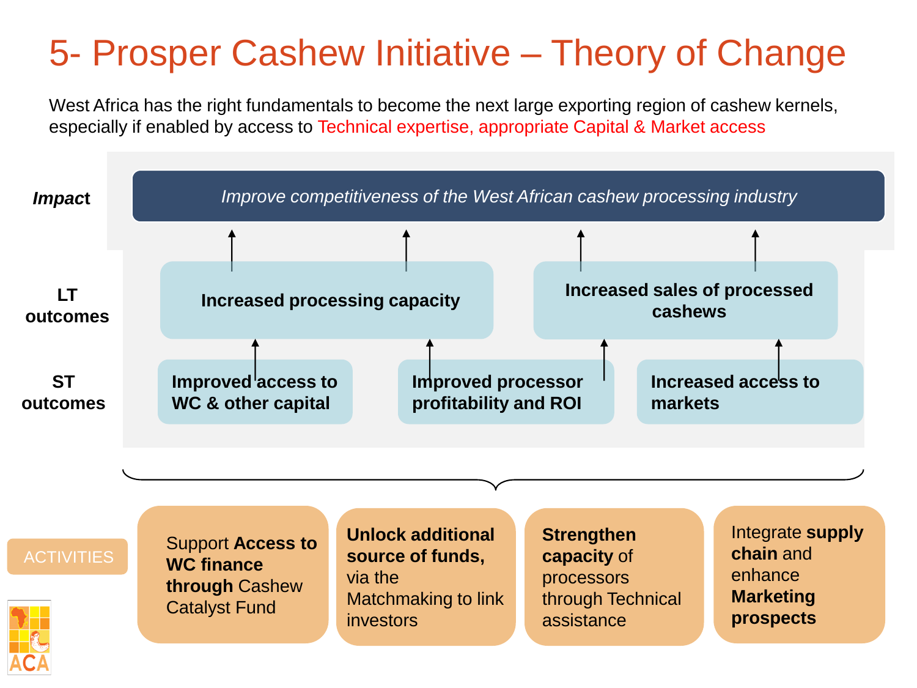# 5- Prosper Cashew Initiative – Theory of Change

West Africa has the right fundamentals to become the next large exporting region of cashew kernels, especially if enabled by access to Technical expertise, appropriate Capital & Market access

**Impact**

*Improve competitiveness of the West African cashew processing industry*

**LT outcomes**

- **Increased processing capacity**
- **Increased sales of processed cashews**

**ST outcomes**

- **Improved access to WC & other capital**
- **Improved processor profitability and ROI**
- **Increased access to markets**

ACTIVITIES

- Support **Access to WC finance through** Cashew Catalyst Fund
- **Unlock additional source of funds,** via the Matchmaking to link investors
- **Strengthen capacity** of processors through Technical assistance
- Integrate **supply chain** and enhance **Marketing prospects**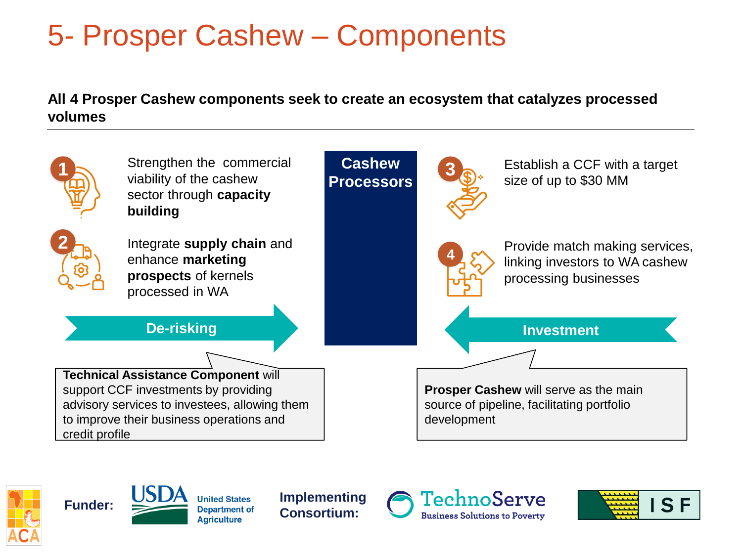# 5- Prosper Cashew – Components

**All 4 Prosper Cashew components seek to create an ecosystem that catalyzes processed volumes**

1. Strengthen the commercial viability of the cashew sector through **capacity building**
2. Integrate **supply chain** and enhance **marketing prospects** of kernels processed in WA

**De-risking**

**Technical Assistance Component** will support CCF investments by providing advisory services to investees, allowing them to improve their business operations and credit profile

**Cashew Processors**

3. Establish a CCF with a target size of up to $30 MM
4. Provide match making services, linking investors to WA cashew processing businesses

**Investment**

**Prosper Cashew** will serve as the main source of pipeline, facilitating portfolio development

ACA

**Funder:** USDA United States Department of Agriculture

**Implementing Consortium:** TechnoServe Business Solutions to Poverty; ISF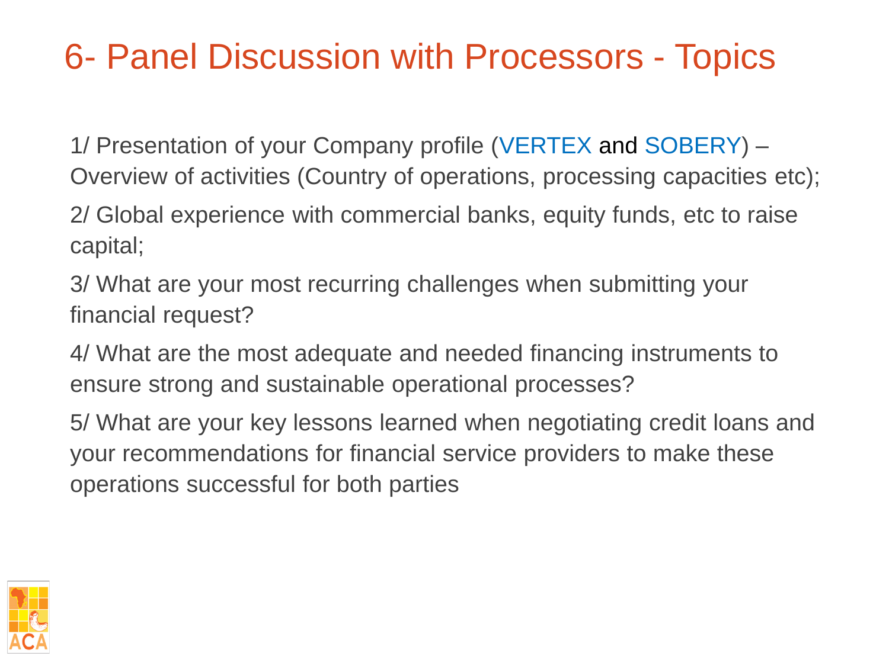# 6- Panel Discussion with Processors - Topics

1/ Presentation of your Company profile (VERTEX and SOBERY) – Overview of activities (Country of operations, processing capacities etc);

2/ Global experience with commercial banks, equity funds, etc to raise capital;

3/ What are your most recurring challenges when submitting your financial request?

4/ What are the most adequate and needed financing instruments to ensure strong and sustainable operational processes?

5/ What are your key lessons learned when negotiating credit loans and your recommendations for financial service providers to make these operations successful for both parties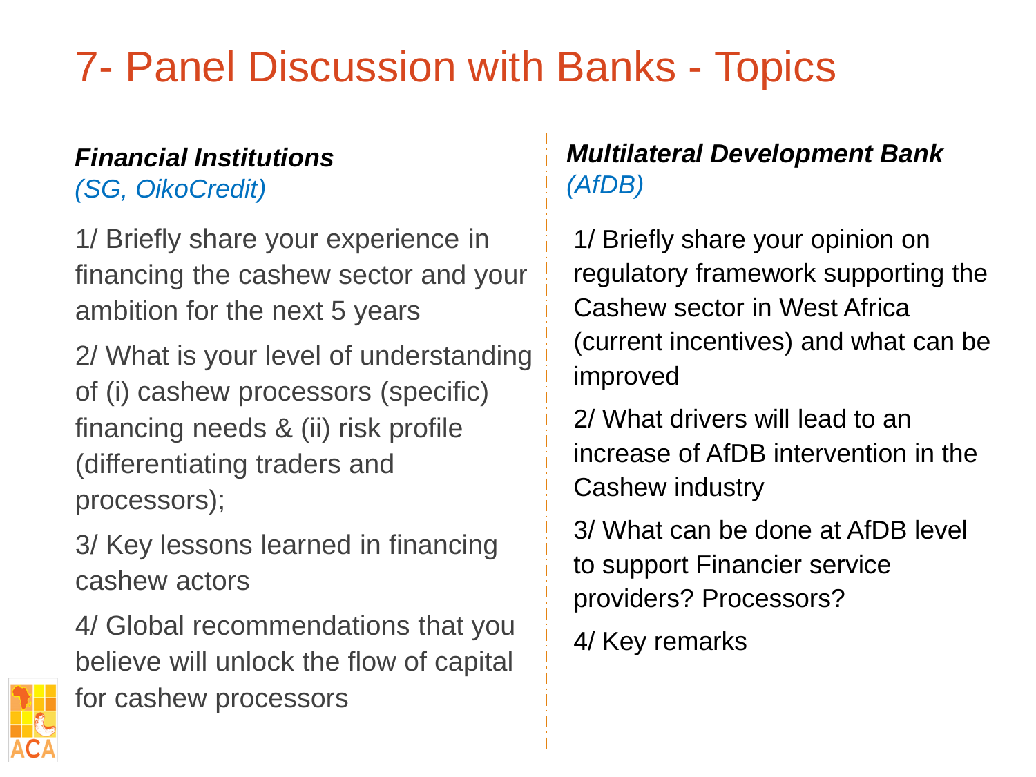# 7- Panel Discussion with Banks - Topics

***Financial Institutions***
*(SG, OikoCredit)*

1/ Briefly share your experience in financing the cashew sector and your ambition for the next 5 years

2/ What is your level of understanding of (i) cashew processors (specific) financing needs & (ii) risk profile (differentiating traders and processors);

3/ Key lessons learned in financing cashew actors

4/ Global recommendations that you believe will unlock the flow of capital for cashew processors

***Multilateral Development Bank***
*(AfDB)*

1/ Briefly share your opinion on regulatory framework supporting the Cashew sector in West Africa (current incentives) and what can be improved

2/ What drivers will lead to an increase of AfDB intervention in the Cashew industry

3/ What can be done at AfDB level to support Financier service providers? Processors?

4/ Key remarks